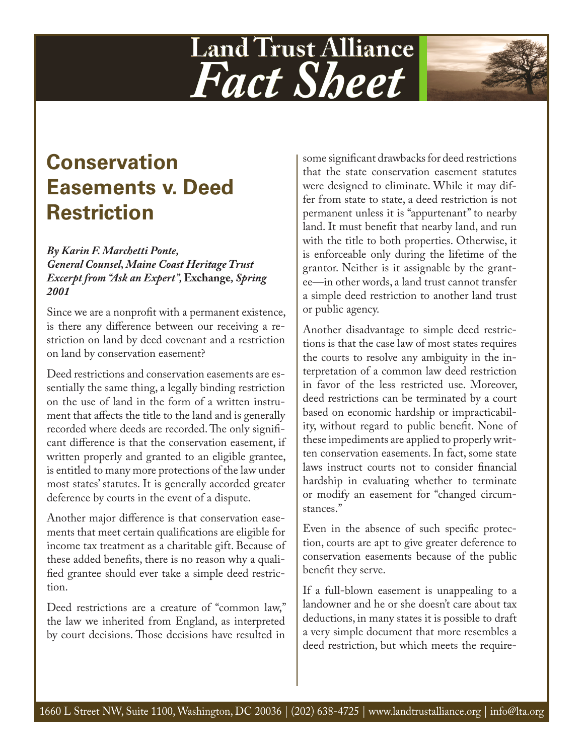# Land Trust Alliance Fact Sheet

## Conservation Easements v. Deed Restriction

***By Karin F. Marchetti Ponte, General Counsel, Maine Coast Heritage Trust Excerpt from "Ask an Expert", Exchange, Spring 2001***

Since we are a nonprofit with a permanent existence, is there any difference between our receiving a restriction on land by deed covenant and a restriction on land by conservation easement?

Deed restrictions and conservation easements are essentially the same thing, a legally binding restriction on the use of land in the form of a written instrument that affects the title to the land and is generally recorded where deeds are recorded. The only significant difference is that the conservation easement, if written properly and granted to an eligible grantee, is entitled to many more protections of the law under most states' statutes. It is generally accorded greater deference by courts in the event of a dispute.

Another major difference is that conservation easements that meet certain qualifications are eligible for income tax treatment as a charitable gift. Because of these added benefits, there is no reason why a qualified grantee should ever take a simple deed restriction.

Deed restrictions are a creature of "common law," the law we inherited from England, as interpreted by court decisions. Those decisions have resulted in some significant drawbacks for deed restrictions that the state conservation easement statutes were designed to eliminate. While it may differ from state to state, a deed restriction is not permanent unless it is "appurtenant" to nearby land. It must benefit that nearby land, and run with the title to both properties. Otherwise, it is enforceable only during the lifetime of the grantor. Neither is it assignable by the grantee—in other words, a land trust cannot transfer a simple deed restriction to another land trust or public agency.

Another disadvantage to simple deed restrictions is that the case law of most states requires the courts to resolve any ambiguity in the interpretation of a common law deed restriction in favor of the less restricted use. Moreover, deed restrictions can be terminated by a court based on economic hardship or impracticability, without regard to public benefit. None of these impediments are applied to properly written conservation easements. In fact, some state laws instruct courts not to consider financial hardship in evaluating whether to terminate or modify an easement for "changed circumstances."

Even in the absence of such specific protection, courts are apt to give greater deference to conservation easements because of the public benefit they serve.

If a full-blown easement is unappealing to a landowner and he or she doesn't care about tax deductions, in many states it is possible to draft a very simple document that more resembles a deed restriction, but which meets the require-

1660 L Street NW, Suite 1100, Washington, DC 20036 | (202) 638-4725 | www.landtrustalliance.org | info@lta.org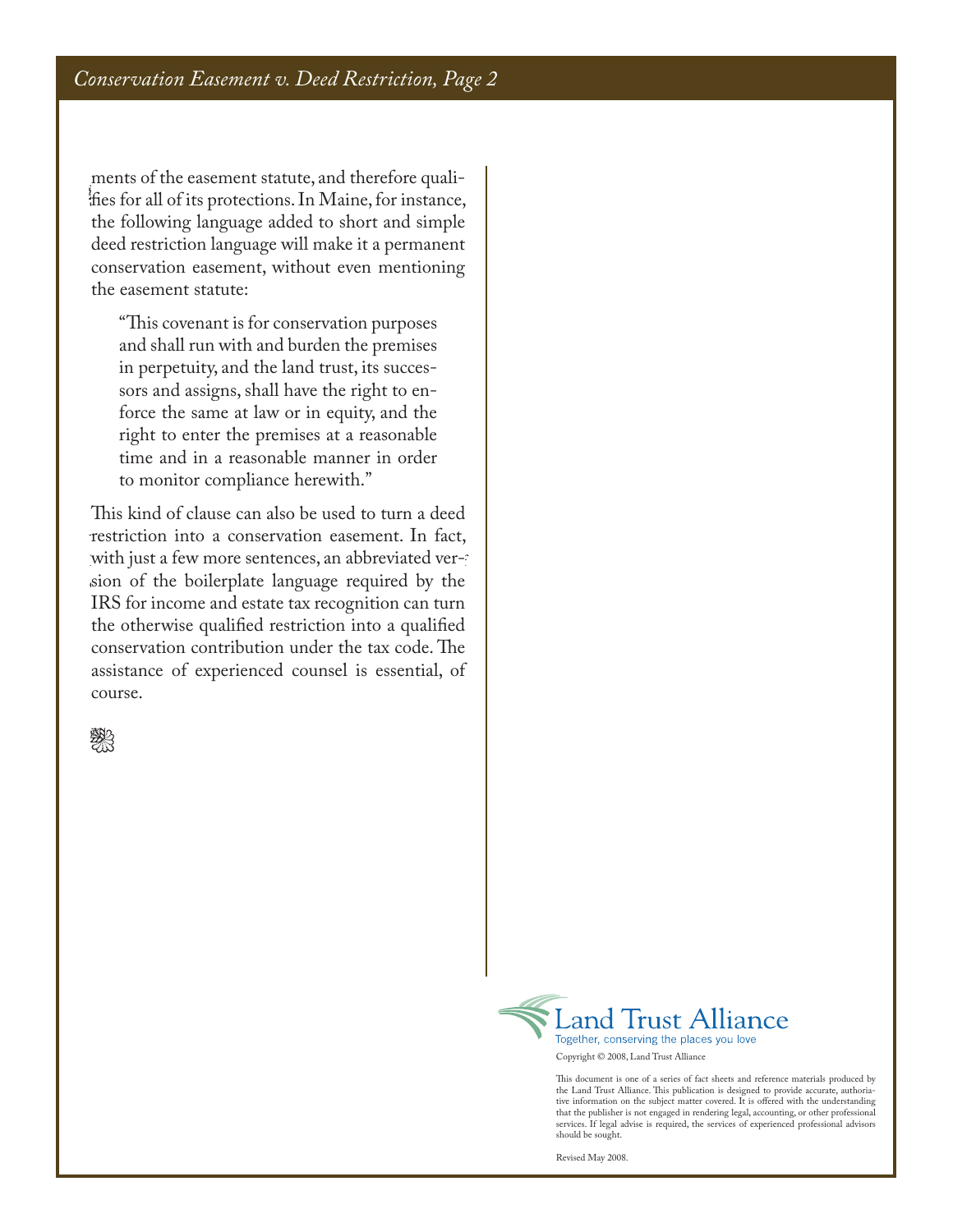ments of the easement statute, and therefore qualifies for all of its protections. In Maine, for instance, the following language added to short and simple deed restriction language will make it a permanent conservation easement, without even mentioning the easement statute:

> "This covenant is for conservation purposes and shall run with and burden the premises in perpetuity, and the land trust, its successors and assigns, shall have the right to enforce the same at law or in equity, and the right to enter the premises at a reasonable time and in a reasonable manner in order to monitor compliance herewith."

This kind of clause can also be used to turn a deed restriction into a conservation easement. In fact, with just a few more sentences, an abbreviated version of the boilerplate language required by the IRS for income and estate tax recognition can turn the otherwise qualified restriction into a qualified conservation contribution under the tax code. The assistance of experienced counsel is essential, of course.

Land Trust Alliance
Together, conserving the places you love

Copyright © 2008, Land Trust Alliance

This document is one of a series of fact sheets and reference materials produced by the Land Trust Alliance. This publication is designed to provide accurate, authoritative information on the subject matter covered. It is offered with the understanding that the publisher is not engaged in rendering legal, accounting, or other professional services. If legal advise is required, the services of experienced professional advisors should be sought.

Revised May 2008.